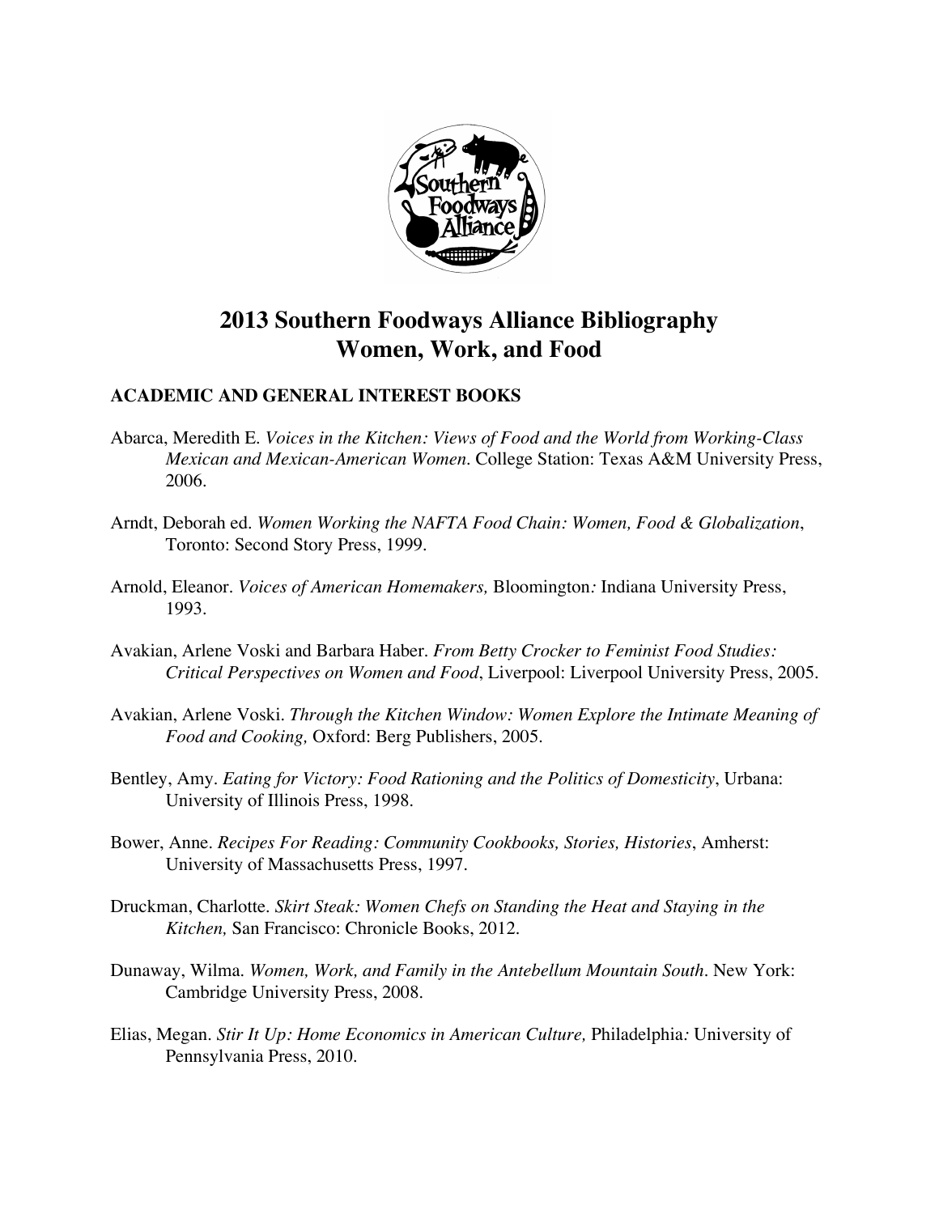# 2013 Southern Foodways Alliance Bibliography
# Women, Work, and Food

## ACADEMIC AND GENERAL INTEREST BOOKS

Abarca, Meredith E. *Voices in the Kitchen: Views of Food and the World from Working-Class Mexican and Mexican-American Women*. College Station: Texas A&M University Press, 2006.

Arndt, Deborah ed. *Women Working the NAFTA Food Chain: Women, Food & Globalization*, Toronto: Second Story Press, 1999.

Arnold, Eleanor. *Voices of American Homemakers,* Bloomington*:* Indiana University Press, 1993.

Avakian, Arlene Voski and Barbara Haber. *From Betty Crocker to Feminist Food Studies: Critical Perspectives on Women and Food*, Liverpool: Liverpool University Press, 2005.

Avakian, Arlene Voski. *Through the Kitchen Window: Women Explore the Intimate Meaning of Food and Cooking,* Oxford: Berg Publishers, 2005.

Bentley, Amy. *Eating for Victory: Food Rationing and the Politics of Domesticity*, Urbana: University of Illinois Press, 1998.

Bower, Anne. *Recipes For Reading: Community Cookbooks, Stories, Histories*, Amherst: University of Massachusetts Press, 1997.

Druckman, Charlotte. *Skirt Steak: Women Chefs on Standing the Heat and Staying in the Kitchen,* San Francisco: Chronicle Books, 2012.

Dunaway, Wilma. *Women, Work, and Family in the Antebellum Mountain South*. New York: Cambridge University Press, 2008.

Elias, Megan. *Stir It Up: Home Economics in American Culture,* Philadelphia*:* University of Pennsylvania Press, 2010.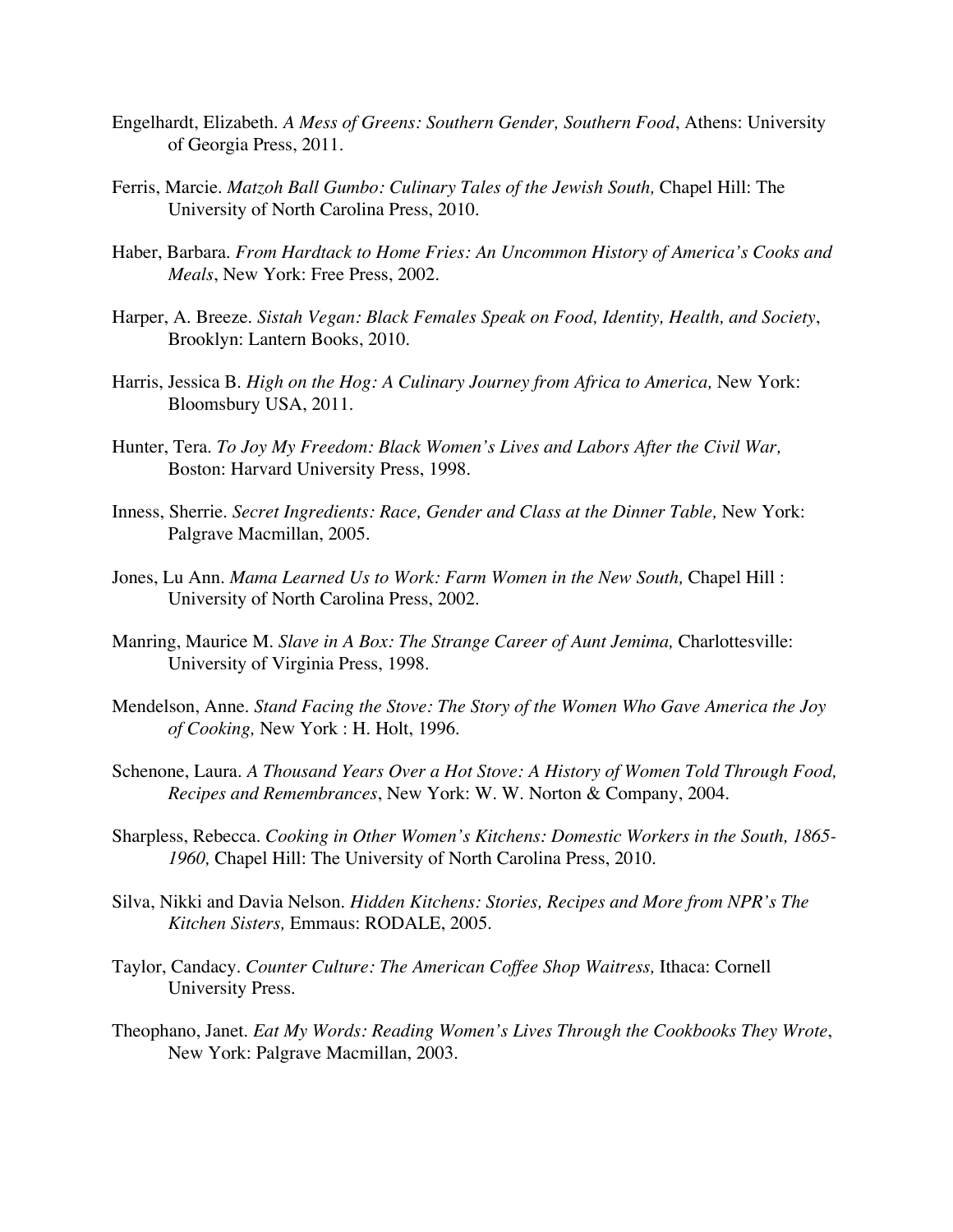Engelhardt, Elizabeth. *A Mess of Greens: Southern Gender, Southern Food*, Athens: University of Georgia Press, 2011.

Ferris, Marcie. *Matzoh Ball Gumbo: Culinary Tales of the Jewish South,* Chapel Hill: The University of North Carolina Press, 2010.

Haber, Barbara. *From Hardtack to Home Fries: An Uncommon History of America's Cooks and Meals*, New York: Free Press, 2002.

Harper, A. Breeze. *Sistah Vegan: Black Females Speak on Food, Identity, Health, and Society*, Brooklyn: Lantern Books, 2010.

Harris, Jessica B. *High on the Hog: A Culinary Journey from Africa to America,* New York: Bloomsbury USA, 2011.

Hunter, Tera. *To Joy My Freedom: Black Women's Lives and Labors After the Civil War,* Boston: Harvard University Press, 1998.

Inness, Sherrie. *Secret Ingredients: Race, Gender and Class at the Dinner Table,* New York: Palgrave Macmillan, 2005.

Jones, Lu Ann. *Mama Learned Us to Work: Farm Women in the New South,* Chapel Hill : University of North Carolina Press, 2002.

Manring, Maurice M. *Slave in A Box: The Strange Career of Aunt Jemima,* Charlottesville: University of Virginia Press, 1998.

Mendelson, Anne. *Stand Facing the Stove: The Story of the Women Who Gave America the Joy of Cooking,* New York : H. Holt, 1996.

Schenone, Laura. *A Thousand Years Over a Hot Stove: A History of Women Told Through Food, Recipes and Remembrances*, New York: W. W. Norton & Company, 2004.

Sharpless, Rebecca. *Cooking in Other Women's Kitchens: Domestic Workers in the South, 1865-1960,* Chapel Hill: The University of North Carolina Press, 2010.

Silva, Nikki and Davia Nelson. *Hidden Kitchens: Stories, Recipes and More from NPR's The Kitchen Sisters,* Emmaus: RODALE, 2005.

Taylor, Candacy. *Counter Culture: The American Coffee Shop Waitress,* Ithaca: Cornell University Press.

Theophano, Janet. *Eat My Words: Reading Women's Lives Through the Cookbooks They Wrote*, New York: Palgrave Macmillan, 2003.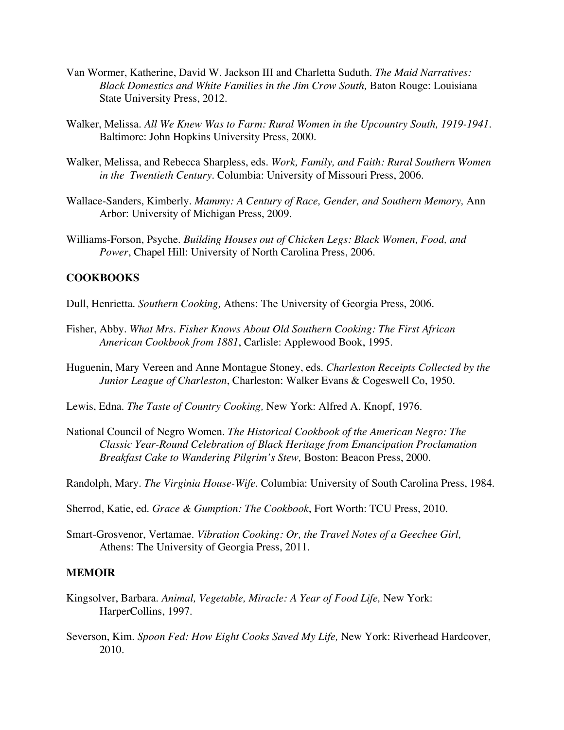Van Wormer, Katherine, David W. Jackson III and Charletta Suduth. *The Maid Narratives: Black Domestics and White Families in the Jim Crow South,* Baton Rouge: Louisiana State University Press, 2012.

Walker, Melissa. *All We Knew Was to Farm: Rural Women in the Upcountry South, 1919-1941*. Baltimore: John Hopkins University Press, 2000.

Walker, Melissa, and Rebecca Sharpless, eds. *Work, Family, and Faith: Rural Southern Women in the Twentieth Century*. Columbia: University of Missouri Press, 2006.

Wallace-Sanders, Kimberly. *Mammy: A Century of Race, Gender, and Southern Memory,* Ann Arbor: University of Michigan Press, 2009.

Williams-Forson, Psyche. *Building Houses out of Chicken Legs: Black Women, Food, and Power*, Chapel Hill: University of North Carolina Press, 2006.

**COOKBOOKS**

Dull, Henrietta. *Southern Cooking,* Athens: The University of Georgia Press, 2006.

Fisher, Abby. *What Mrs. Fisher Knows About Old Southern Cooking: The First African American Cookbook from 1881*, Carlisle: Applewood Book, 1995.

Huguenin, Mary Vereen and Anne Montague Stoney, eds. *Charleston Receipts Collected by the Junior League of Charleston*, Charleston: Walker Evans & Cogeswell Co, 1950.

Lewis, Edna. *The Taste of Country Cooking,* New York: Alfred A. Knopf, 1976.

National Council of Negro Women. *The Historical Cookbook of the American Negro: The Classic Year-Round Celebration of Black Heritage from Emancipation Proclamation Breakfast Cake to Wandering Pilgrim's Stew,* Boston: Beacon Press, 2000.

Randolph, Mary. *The Virginia House-Wife*. Columbia: University of South Carolina Press, 1984.

Sherrod, Katie, ed. *Grace & Gumption: The Cookbook*, Fort Worth: TCU Press, 2010.

Smart-Grosvenor, Vertamae. *Vibration Cooking: Or, the Travel Notes of a Geechee Girl,* Athens: The University of Georgia Press, 2011.

**MEMOIR**

Kingsolver, Barbara. *Animal, Vegetable, Miracle: A Year of Food Life,* New York: HarperCollins, 1997.

Severson, Kim. *Spoon Fed: How Eight Cooks Saved My Life,* New York: Riverhead Hardcover, 2010.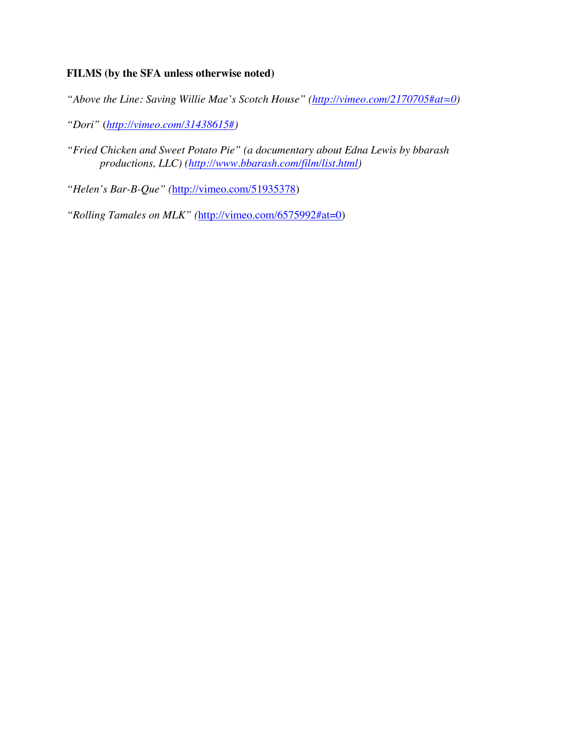**FILMS (by the SFA unless otherwise noted)**

*"Above the Line: Saving Willie Mae's Scotch House" (http://vimeo.com/2170705#at=0)*

*"Dori"* (*http://vimeo.com/31438615#)*

*"Fried Chicken and Sweet Potato Pie" (a documentary about Edna Lewis by bbarash productions, LLC) (http://www.bbarash.com/film/list.html)*

*"Helen's Bar-B-Que" (*http://vimeo.com/51935378)

*"Rolling Tamales on MLK" (*http://vimeo.com/6575992#at=0)